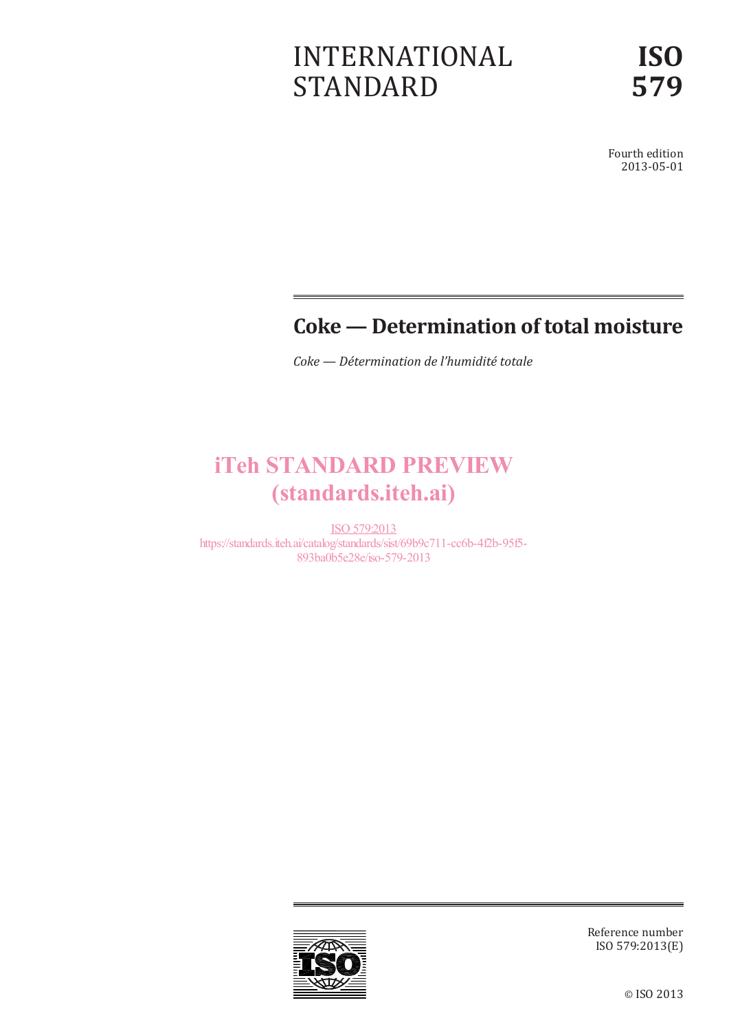# INTERNATIONAL STANDARD

# ISO 579

Fourth edition
2013-05-01

## Coke — Determination of total moisture

*Coke — Détermination de l'humidité totale*

iTeh STANDARD PREVIEW
(standards.iteh.ai)

ISO 579:2013
https://standards.iteh.ai/catalog/standards/sist/69b9c711-cc6b-4f2b-95f5-893ba0b5e28e/iso-579-2013

Reference number
ISO 579:2013(E)

© ISO 2013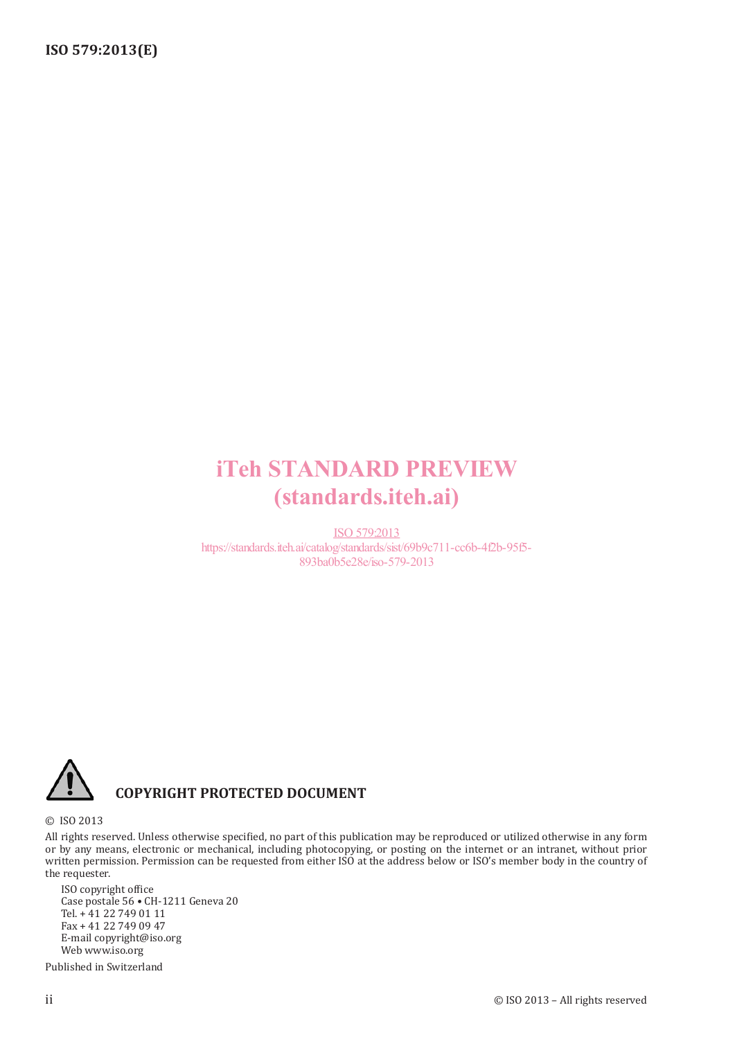iTeh STANDARD PREVIEW
(standards.iteh.ai)

ISO 579:2013
https://standards.iteh.ai/catalog/standards/sist/69b9c711-cc6b-4f2b-95f5-893ba0b5e28e/iso-579-2013

**COPYRIGHT PROTECTED DOCUMENT**

© ISO 2013

All rights reserved. Unless otherwise specified, no part of this publication may be reproduced or utilized otherwise in any form or by any means, electronic or mechanical, including photocopying, or posting on the internet or an intranet, without prior written permission. Permission can be requested from either ISO at the address below or ISO's member body in the country of the requester.

ISO copyright office
Case postale 56 • CH-1211 Geneva 20
Tel. + 41 22 749 01 11
Fax + 41 22 749 09 47
E-mail copyright@iso.org
Web www.iso.org

Published in Switzerland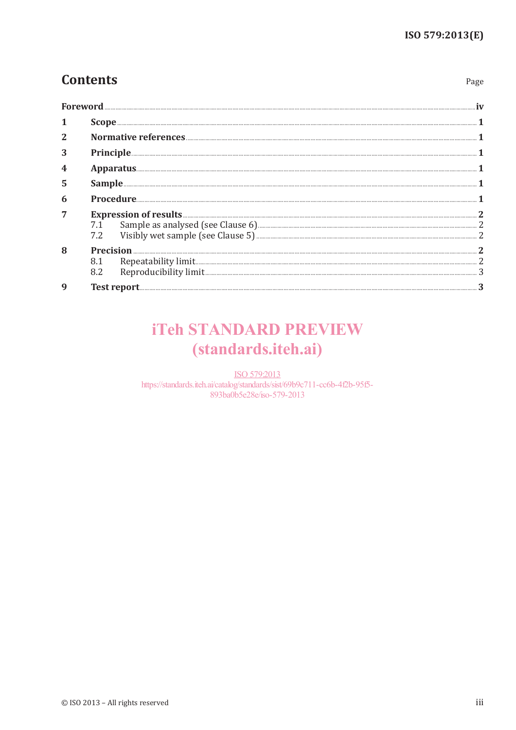# Contents

Page

| | | |
|---|---|---|
| **Foreword** | | **iv** |
| **1** | **Scope** | **1** |
| **2** | **Normative references** | **1** |
| **3** | **Principle** | **1** |
| **4** | **Apparatus** | **1** |
| **5** | **Sample** | **1** |
| **6** | **Procedure** | **1** |
| **7** | **Expression of results** | **2** |
| | 7.1 Sample as analysed (see Clause 6) | 2 |
| | 7.2 Visibly wet sample (see Clause 5) | 2 |
| **8** | **Precision** | **2** |
| | 8.1 Repeatability limit | 2 |
| | 8.2 Reproducibility limit | 3 |
| **9** | **Test report** | **3** |

iTeh STANDARD PREVIEW
(standards.iteh.ai)

ISO 579:2013
https://standards.iteh.ai/catalog/standards/sist/69b9c711-cc6b-4f2b-95f5-893ba0b5e28e/iso-579-2013

© ISO 2013 – All rights reserved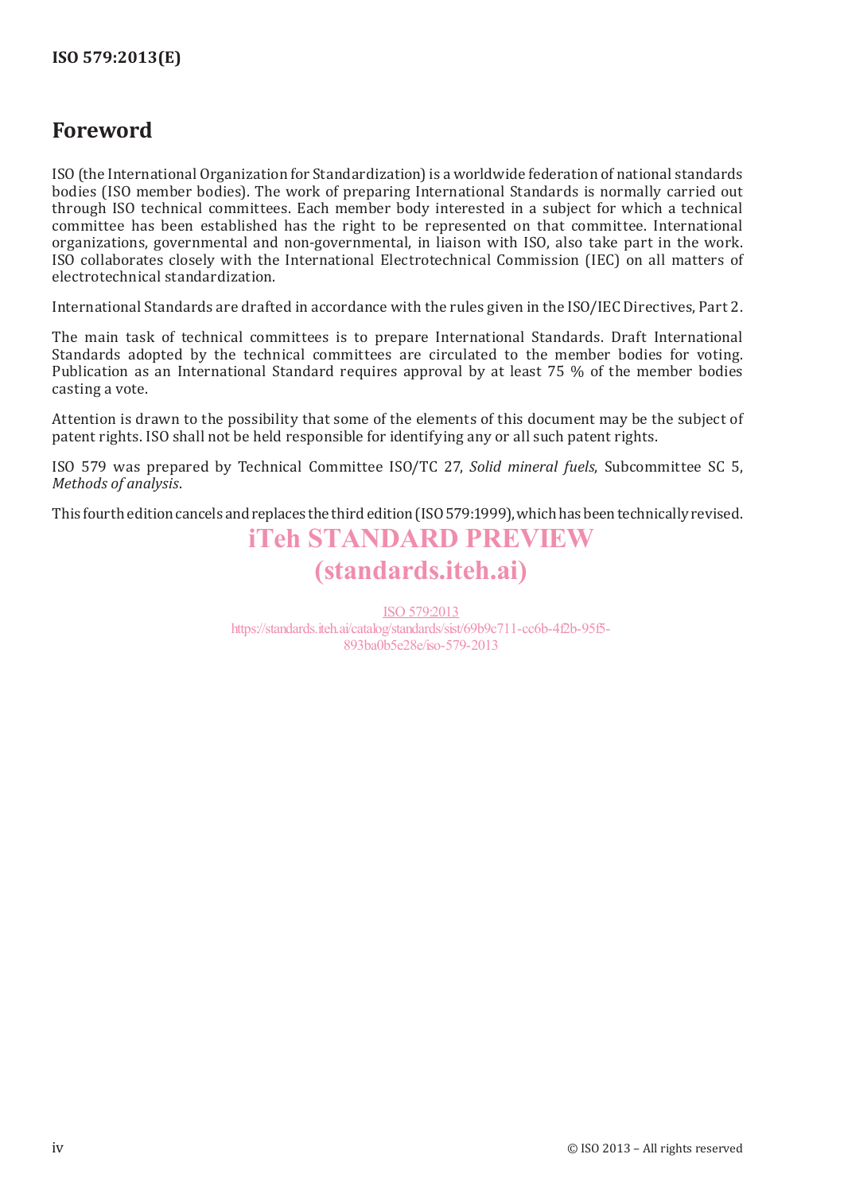# Foreword

ISO (the International Organization for Standardization) is a worldwide federation of national standards bodies (ISO member bodies). The work of preparing International Standards is normally carried out through ISO technical committees. Each member body interested in a subject for which a technical committee has been established has the right to be represented on that committee. International organizations, governmental and non-governmental, in liaison with ISO, also take part in the work. ISO collaborates closely with the International Electrotechnical Commission (IEC) on all matters of electrotechnical standardization.

International Standards are drafted in accordance with the rules given in the ISO/IEC Directives, Part 2.

The main task of technical committees is to prepare International Standards. Draft International Standards adopted by the technical committees are circulated to the member bodies for voting. Publication as an International Standard requires approval by at least 75 % of the member bodies casting a vote.

Attention is drawn to the possibility that some of the elements of this document may be the subject of patent rights. ISO shall not be held responsible for identifying any or all such patent rights.

ISO 579 was prepared by Technical Committee ISO/TC 27, *Solid mineral fuels*, Subcommittee SC 5, *Methods of analysis*.

This fourth edition cancels and replaces the third edition (ISO 579:1999), which has been technically revised.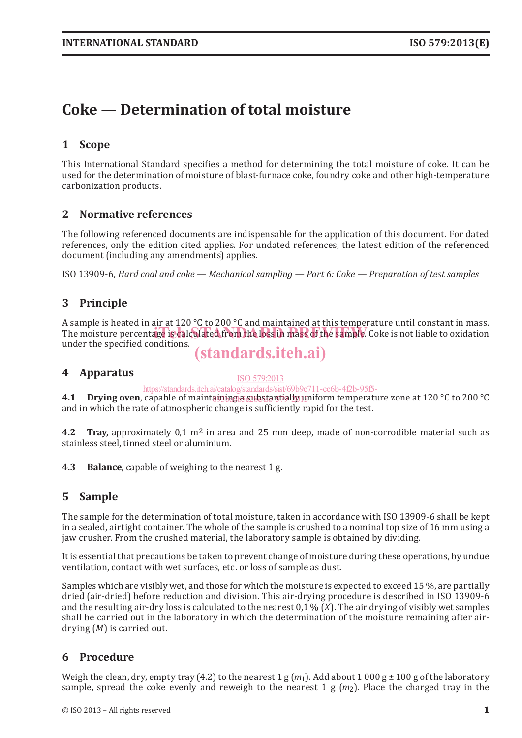# Coke — Determination of total moisture

## 1 Scope

This International Standard specifies a method for determining the total moisture of coke. It can be used for the determination of moisture of blast-furnace coke, foundry coke and other high-temperature carbonization products.

## 2 Normative references

The following referenced documents are indispensable for the application of this document. For dated references, only the edition cited applies. For undated references, the latest edition of the referenced document (including any amendments) applies.

ISO 13909-6, *Hard coal and coke — Mechanical sampling — Part 6: Coke — Preparation of test samples*

## 3 Principle

A sample is heated in air at 120 °C to 200 °C and maintained at this temperature until constant in mass. The moisture percentage is calculated from the loss in mass of the sample. Coke is not liable to oxidation under the specified conditions.

## 4 Apparatus

**4.1 Drying oven**, capable of maintaining a substantially uniform temperature zone at 120 °C to 200 °C and in which the rate of atmospheric change is sufficiently rapid for the test.

**4.2 Tray,** approximately 0,1 $m^2$ in area and 25 mm deep, made of non-corrodible material such as stainless steel, tinned steel or aluminium.

**4.3 Balance**, capable of weighing to the nearest 1 g.

## 5 Sample

The sample for the determination of total moisture, taken in accordance with ISO 13909-6 shall be kept in a sealed, airtight container. The whole of the sample is crushed to a nominal top size of 16 mm using a jaw crusher. From the crushed material, the laboratory sample is obtained by dividing.

It is essential that precautions be taken to prevent change of moisture during these operations, by undue ventilation, contact with wet surfaces, etc. or loss of sample as dust.

Samples which are visibly wet, and those for which the moisture is expected to exceed 15 %, are partially dried (air-dried) before reduction and division. This air-drying procedure is described in ISO 13909-6 and the resulting air-dry loss is calculated to the nearest 0,1 % ($X$). The air drying of visibly wet samples shall be carried out in the laboratory in which the determination of the moisture remaining after air-drying ($M$) is carried out.

## 6 Procedure

Weigh the clean, dry, empty tray (4.2) to the nearest 1 g ($m_1$). Add about 1 000 g ± 100 g of the laboratory sample, spread the coke evenly and reweigh to the nearest 1 g ($m_2$). Place the charged tray in the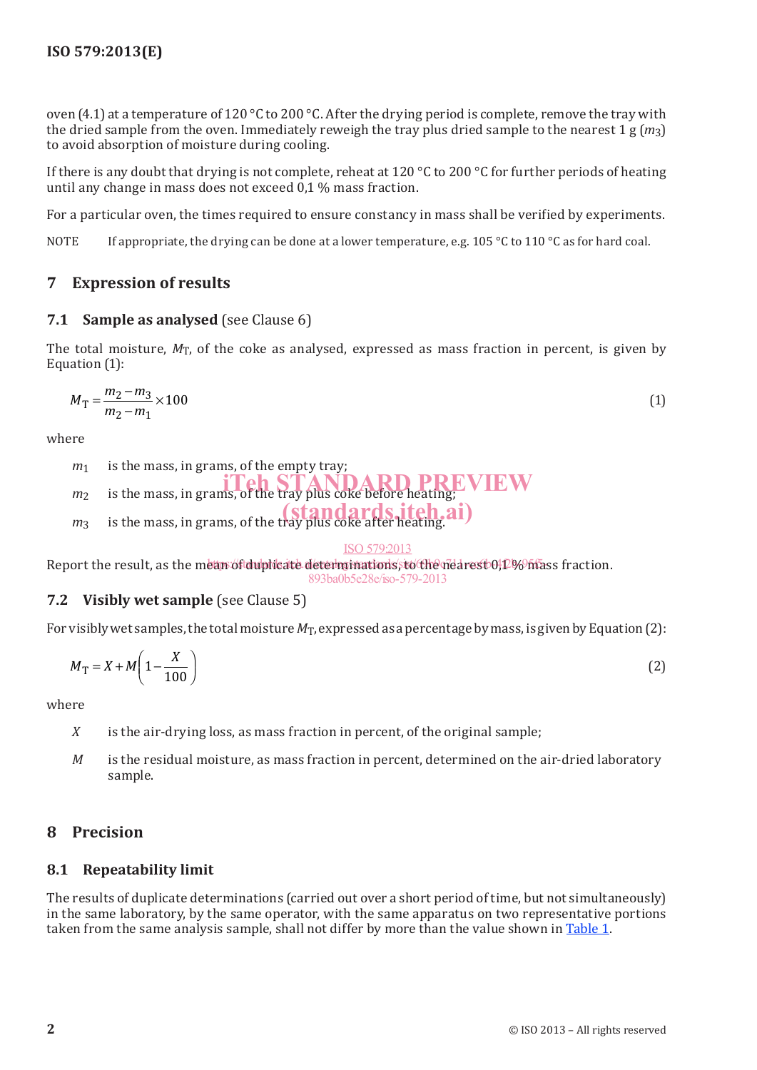oven (4.1) at a temperature of 120 °C to 200 °C. After the drying period is complete, remove the tray with the dried sample from the oven. Immediately reweigh the tray plus dried sample to the nearest 1 g ($m_3$) to avoid absorption of moisture during cooling.

If there is any doubt that drying is not complete, reheat at 120 °C to 200 °C for further periods of heating until any change in mass does not exceed 0,1 % mass fraction.

For a particular oven, the times required to ensure constancy in mass shall be verified by experiments.

NOTE If appropriate, the drying can be done at a lower temperature, e.g. 105 °C to 110 °C as for hard coal.

## 7 Expression of results

### 7.1 Sample as analysed (see Clause 6)

The total moisture, $M_T$, of the coke as analysed, expressed as mass fraction in percent, is given by Equation (1):

$$M_T = \frac{m_2 - m_3}{m_2 - m_1} \times 100 \tag{1}$$

where

- $m_1$ is the mass, in grams, of the empty tray;
- $m_2$ is the mass, in grams, of the tray plus coke before heating;
- $m_3$ is the mass, in grams, of the tray plus coke after heating.

Report the result, as the mean of duplicate determinations, to the nearest 0,1 % mass fraction.

### 7.2 Visibly wet sample (see Clause 5)

For visibly wet samples, the total moisture $M_T$, expressed as a percentage by mass, is given by Equation (2):

$$M_T = X + M\left(1 - \frac{X}{100}\right) \tag{2}$$

where

- $X$ is the air-drying loss, as mass fraction in percent, of the original sample;
- $M$ is the residual moisture, as mass fraction in percent, determined on the air-dried laboratory sample.

## 8 Precision

### 8.1 Repeatability limit

The results of duplicate determinations (carried out over a short period of time, but not simultaneously) in the same laboratory, by the same operator, with the same apparatus on two representative portions taken from the same analysis sample, shall not differ by more than the value shown in Table 1.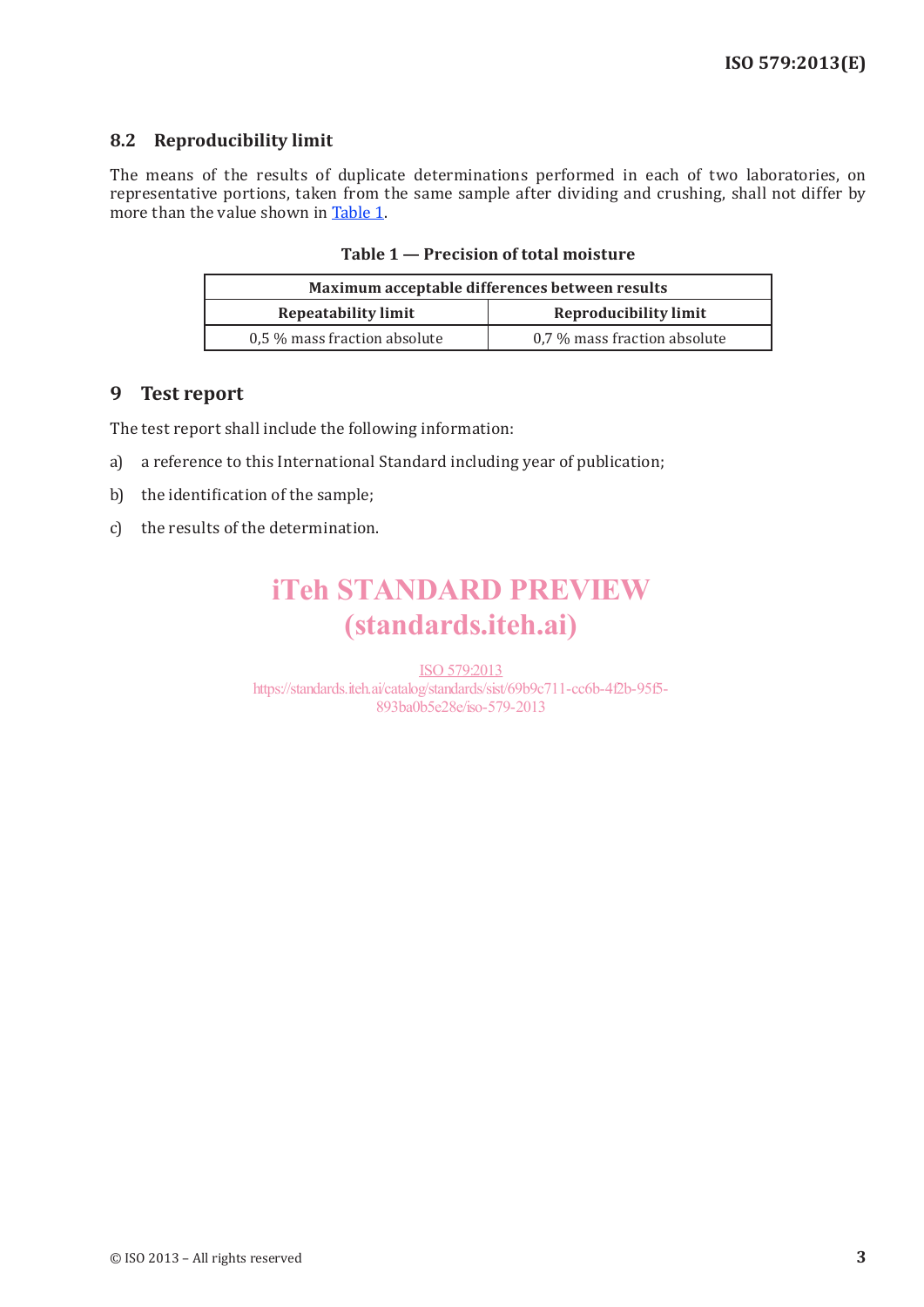### 8.2 Reproducibility limit

The means of the results of duplicate determinations performed in each of two laboratories, on representative portions, taken from the same sample after dividing and crushing, shall not differ by more than the value shown in Table 1.

**Table 1 — Precision of total moisture**

| Maximum acceptable differences between results | |
|---|---|
| **Repeatability limit** | **Reproducibility limit** |
| 0,5 % mass fraction absolute | 0,7 % mass fraction absolute |

## 9 Test report

The test report shall include the following information:

a) a reference to this International Standard including year of publication;

b) the identification of the sample;

c) the results of the determination.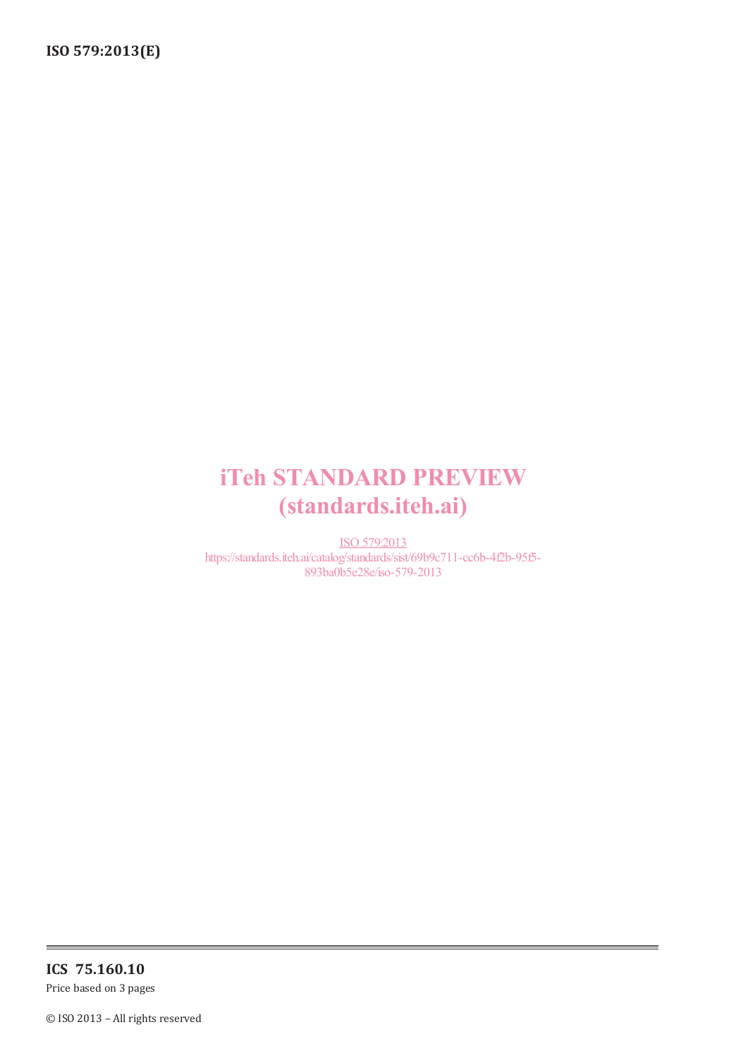iTeh STANDARD PREVIEW
(standards.iteh.ai)

ISO 579:2013
https://standards.iteh.ai/catalog/standards/sist/69b9c711-cc6b-4f2b-95f5-893ba0b5e28e/iso-579-2013

**ICS 75.160.10**

Price based on 3 pages

© ISO 2013 – All rights reserved